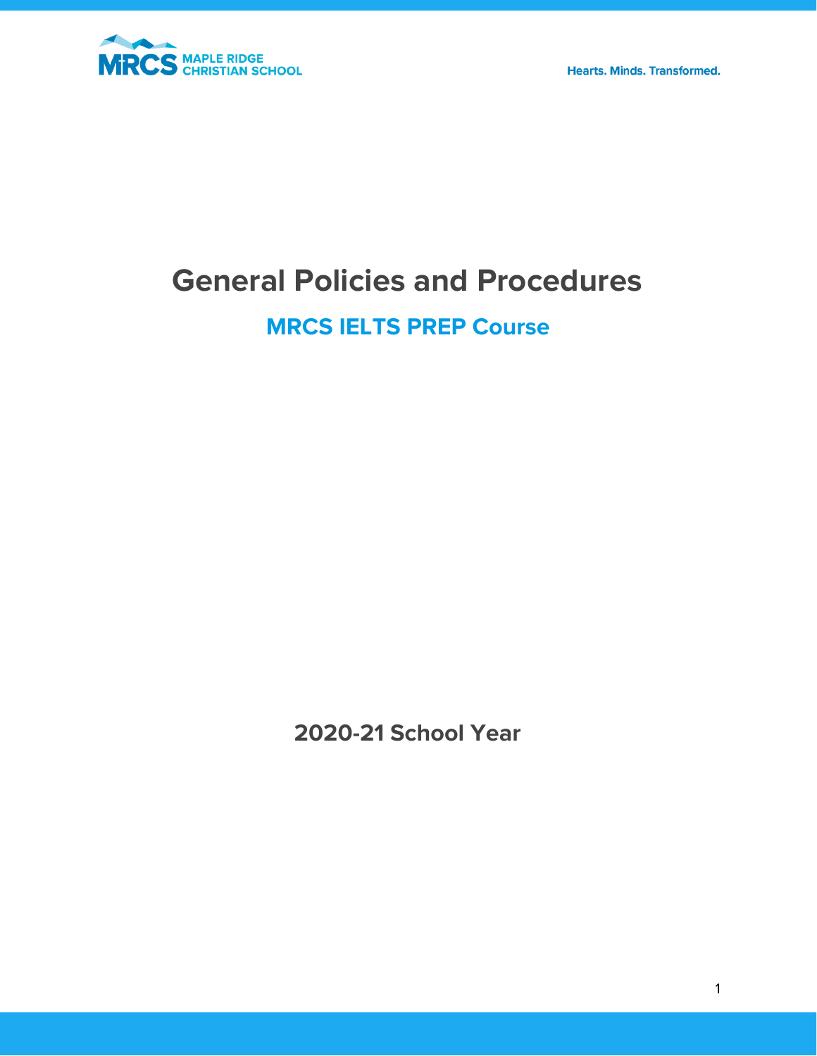MRCS MAPLE RIDGE CHRISTIAN SCHOOL

Hearts. Minds. Transformed.

# General Policies and Procedures

## MRCS IELTS PREP Course

**2020-21 School Year**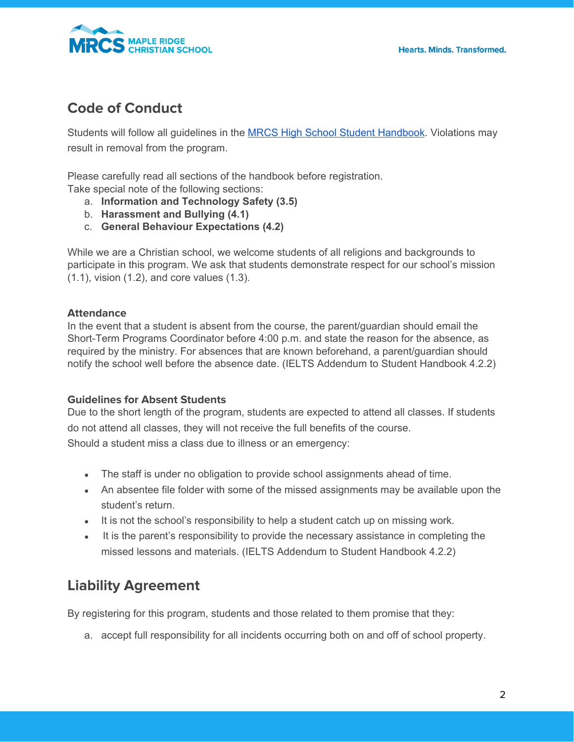## Code of Conduct

Students will follow all guidelines in the [MRCS High School Student Handbook](). Violations may result in removal from the program.

Please carefully read all sections of the handbook before registration.
Take special note of the following sections:

a. **Information and Technology Safety (3.5)**
b. **Harassment and Bullying (4.1)**
c. **General Behaviour Expectations (4.2)**

While we are a Christian school, we welcome students of all religions and backgrounds to participate in this program. We ask that students demonstrate respect for our school's mission (1.1), vision (1.2), and core values (1.3).

### Attendance

In the event that a student is absent from the course, the parent/guardian should email the Short-Term Programs Coordinator before 4:00 p.m. and state the reason for the absence, as required by the ministry. For absences that are known beforehand, a parent/guardian should notify the school well before the absence date. (IELTS Addendum to Student Handbook 4.2.2)

### Guidelines for Absent Students

Due to the short length of the program, students are expected to attend all classes. If students do not attend all classes, they will not receive the full benefits of the course.
Should a student miss a class due to illness or an emergency:

- The staff is under no obligation to provide school assignments ahead of time.
- An absentee file folder with some of the missed assignments may be available upon the student's return.
- It is not the school's responsibility to help a student catch up on missing work.
- It is the parent's responsibility to provide the necessary assistance in completing the missed lessons and materials. (IELTS Addendum to Student Handbook 4.2.2)

## Liability Agreement

By registering for this program, students and those related to them promise that they:

a. accept full responsibility for all incidents occurring both on and off of school property.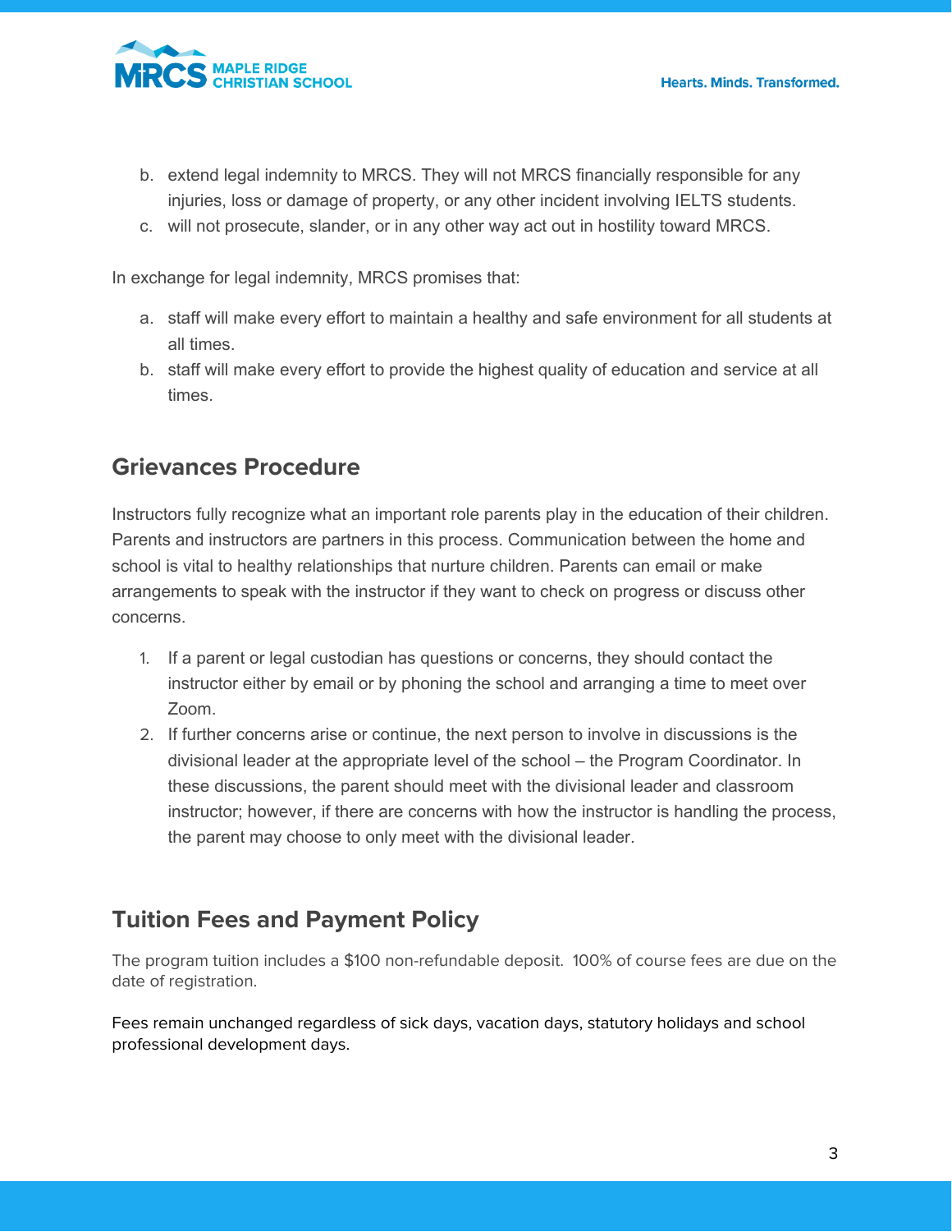b. extend legal indemnity to MRCS. They will not MRCS financially responsible for any injuries, loss or damage of property, or any other incident involving IELTS students.
c. will not prosecute, slander, or in any other way act out in hostility toward MRCS.

In exchange for legal indemnity, MRCS promises that:

a. staff will make every effort to maintain a healthy and safe environment for all students at all times.
b. staff will make every effort to provide the highest quality of education and service at all times.

## Grievances Procedure

Instructors fully recognize what an important role parents play in the education of their children. Parents and instructors are partners in this process. Communication between the home and school is vital to healthy relationships that nurture children. Parents can email or make arrangements to speak with the instructor if they want to check on progress or discuss other concerns.

1. If a parent or legal custodian has questions or concerns, they should contact the instructor either by email or by phoning the school and arranging a time to meet over Zoom.
2. If further concerns arise or continue, the next person to involve in discussions is the divisional leader at the appropriate level of the school – the Program Coordinator. In these discussions, the parent should meet with the divisional leader and classroom instructor; however, if there are concerns with how the instructor is handling the process, the parent may choose to only meet with the divisional leader.

## Tuition Fees and Payment Policy

The program tuition includes a $100 non-refundable deposit. 100% of course fees are due on the date of registration.

Fees remain unchanged regardless of sick days, vacation days, statutory holidays and school professional development days.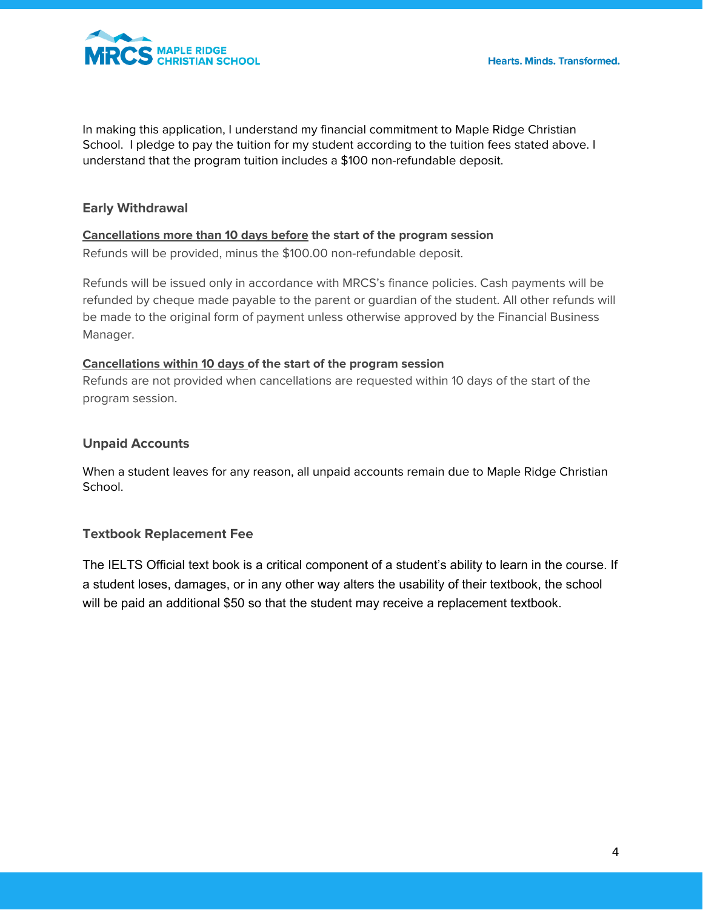In making this application, I understand my financial commitment to Maple Ridge Christian School.  I pledge to pay the tuition for my student according to the tuition fees stated above. I understand that the program tuition includes a $100 non-refundable deposit.

### Early Withdrawal

**Cancellations more than 10 days before the start of the program session**

Refunds will be provided, minus the $100.00 non-refundable deposit.

Refunds will be issued only in accordance with MRCS's finance policies. Cash payments will be refunded by cheque made payable to the parent or guardian of the student. All other refunds will be made to the original form of payment unless otherwise approved by the Financial Business Manager.

**Cancellations within 10 days of the start of the program session**

Refunds are not provided when cancellations are requested within 10 days of the start of the program session.

### Unpaid Accounts

When a student leaves for any reason, all unpaid accounts remain due to Maple Ridge Christian School.

### Textbook Replacement Fee

The IELTS Official text book is a critical component of a student's ability to learn in the course. If a student loses, damages, or in any other way alters the usability of their textbook, the school will be paid an additional $50 so that the student may receive a replacement textbook.